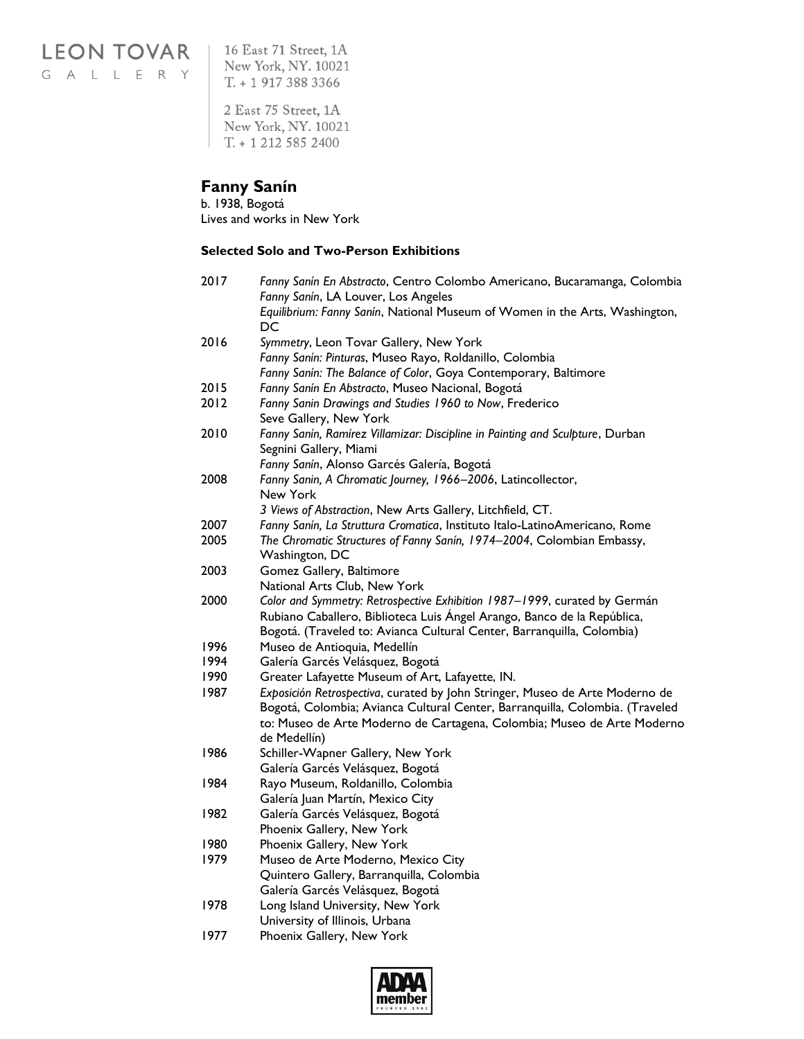LEON TOVAR
GALLERY

16 East 71 Street, 1A
New York, NY. 10021
T. + 1 917 388 3366

2 East 75 Street, 1A
New York, NY. 10021
T. + 1 212 585 2400

# Fanny Sanín

b. 1938, Bogotá
Lives and works in New York

### Selected Solo and Two-Person Exhibitions

| | |
|---|---|
| 2017 | *Fanny Sanín En Abstracto*, Centro Colombo Americano, Bucaramanga, Colombia |
| | *Fanny Sanín*, LA Louver, Los Angeles |
| | *Equilibrium: Fanny Sanín*, National Museum of Women in the Arts, Washington, DC |
| 2016 | *Symmetry*, Leon Tovar Gallery, New York |
| | *Fanny Sanín: Pinturas*, Museo Rayo, Roldanillo, Colombia |
| | *Fanny Sanín: The Balance of Color*, Goya Contemporary, Baltimore |
| 2015 | *Fanny Sanín En Abstracto*, Museo Nacional, Bogotá |
| 2012 | *Fanny Sanin Drawings and Studies 1960 to Now*, Frederico Seve Gallery, New York |
| 2010 | *Fanny Sanín, Ramírez Villamizar: Discipline in Painting and Sculpture*, Durban Segnini Gallery, Miami |
| | *Fanny Sanín*, Alonso Garcés Galería, Bogotá |
| 2008 | *Fanny Sanin, A Chromatic Journey, 1966–2006*, Latincollector, New York |
| | *3 Views of Abstraction*, New Arts Gallery, Litchfield, CT. |
| 2007 | *Fanny Sanín, La Struttura Cromatica*, Instituto Italo-LatinoAmericano, Rome |
| 2005 | *The Chromatic Structures of Fanny Sanín, 1974–2004*, Colombian Embassy, Washington, DC |
| 2003 | Gomez Gallery, Baltimore |
| | National Arts Club, New York |
| 2000 | *Color and Symmetry: Retrospective Exhibition 1987–1999*, curated by Germán Rubiano Caballero, Biblioteca Luis Ángel Arango, Banco de la República, Bogotá. (Traveled to: Avianca Cultural Center, Barranquilla, Colombia) |
| 1996 | Museo de Antioquia, Medellín |
| 1994 | Galería Garcés Velásquez, Bogotá |
| 1990 | Greater Lafayette Museum of Art, Lafayette, IN. |
| 1987 | *Exposición Retrospectiva*, curated by John Stringer, Museo de Arte Moderno de Bogotá, Colombia; Avianca Cultural Center, Barranquilla, Colombia. (Traveled to: Museo de Arte Moderno de Cartagena, Colombia; Museo de Arte Moderno de Medellín) |
| 1986 | Schiller-Wapner Gallery, New York |
| | Galería Garcés Velásquez, Bogotá |
| 1984 | Rayo Museum, Roldanillo, Colombia |
| | Galería Juan Martín, Mexico City |
| 1982 | Galería Garcés Velásquez, Bogotá |
| | Phoenix Gallery, New York |
| 1980 | Phoenix Gallery, New York |
| 1979 | Museo de Arte Moderno, Mexico City |
| | Quintero Gallery, Barranquilla, Colombia |
| | Galería Garcés Velásquez, Bogotá |
| 1978 | Long Island University, New York |
| | University of Illinois, Urbana |
| 1977 | Phoenix Gallery, New York |

ADAA member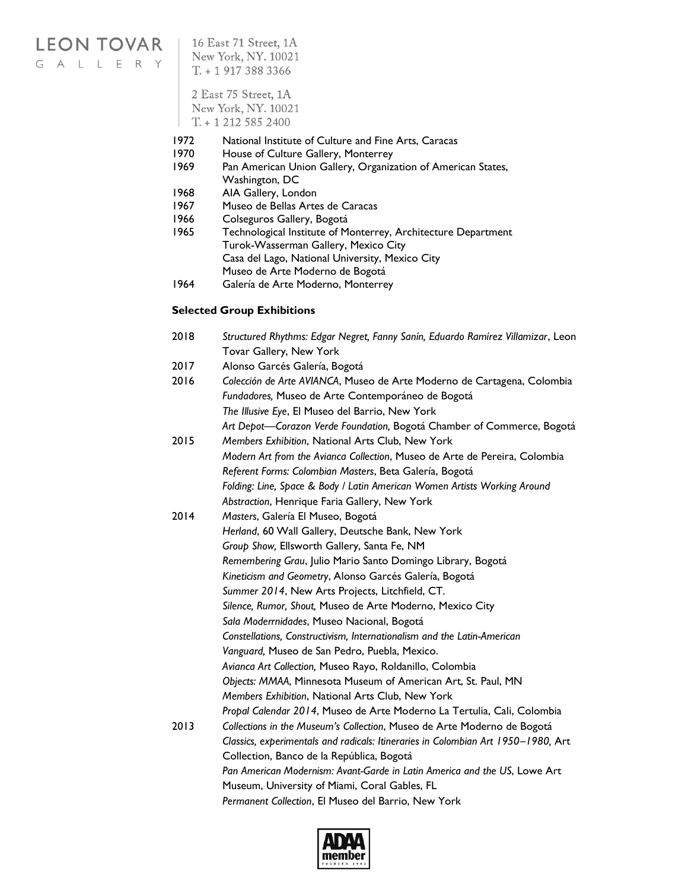| | |
|---|---|
| 1972 | National Institute of Culture and Fine Arts, Caracas |
| 1970 | House of Culture Gallery, Monterrey |
| 1969 | Pan American Union Gallery, Organization of American States, Washington, DC |
| 1968 | AIA Gallery, London |
| 1967 | Museo de Bellas Artes de Caracas |
| 1966 | Colseguros Gallery, Bogotá |
| 1965 | Technological Institute of Monterrey, Architecture Department |
| | Turok-Wasserman Gallery, Mexico City |
| | Casa del Lago, National University, Mexico City |
| | Museo de Arte Moderno de Bogotá |
| 1964 | Galería de Arte Moderno, Monterrey |

**Selected Group Exhibitions**

| | |
|---|---|
| 2018 | *Structured Rhythms: Edgar Negret, Fanny Sanín, Eduardo Ramírez Villamizar*, Leon Tovar Gallery, New York |
| 2017 | Alonso Garcés Galería, Bogotá |
| 2016 | *Colección de Arte AVIANCA*, Museo de Arte Moderno de Cartagena, Colombia |
| | *Fundadores,* Museo de Arte Contemporáneo de Bogotá |
| | *The Illusive Eye*, El Museo del Barrio, New York |
| | *Art Depot—Corazon Verde Foundation,* Bogotá Chamber of Commerce, Bogotá |
| 2015 | *Members Exhibition*, National Arts Club, New York |
| | *Modern Art from the Avianca Collection*, Museo de Arte de Pereira, Colombia |
| | *Referent Forms: Colombian Masters*, Beta Galería, Bogotá |
| | *Folding: Line, Space & Body / Latin American Women Artists Working Around Abstraction*, Henrique Faria Gallery, New York |
| 2014 | *Masters*, Galería El Museo, Bogotá |
| | *Herland*, 60 Wall Gallery, Deutsche Bank, New York |
| | *Group Show,* Ellsworth Gallery, Santa Fe, NM |
| | *Remembering Grau*, Julio Mario Santo Domingo Library, Bogotá |
| | *Kineticism and Geometry*, Alonso Garcés Galería, Bogotá |
| | *Summer 2014*, New Arts Projects, Litchfield, CT. |
| | *Silence, Rumor, Shout,* Museo de Arte Moderno, Mexico City |
| | *Sala Moderrnidades*, Museo Nacional, Bogotá |
| | *Constellations, Constructivism, Internationalism and the Latin-American Vanguard,* Museo de San Pedro, Puebla, Mexico. |
| | *Avianca Art Collection,* Museo Rayo, Roldanillo, Colombia |
| | *Objects: MMAA*, Minnesota Museum of American Art, St. Paul, MN |
| | *Members Exhibition*, National Arts Club, New York |
| | *Propal Calendar 2014*, Museo de Arte Moderno La Tertulia, Cali, Colombia |
| 2013 | *Collections in the Museum's Collection*, Museo de Arte Moderno de Bogotá |
| | *Classics, experimentals and radicals: Itineraries in Colombian Art 1950–1980,* Art Collection, Banco de la República, Bogotá |
| | *Pan American Modernism: Avant-Garde in Latin America and the US*, Lowe Art Museum, University of Miami, Coral Gables, FL |
| | *Permanent Collection*, El Museo del Barrio, New York |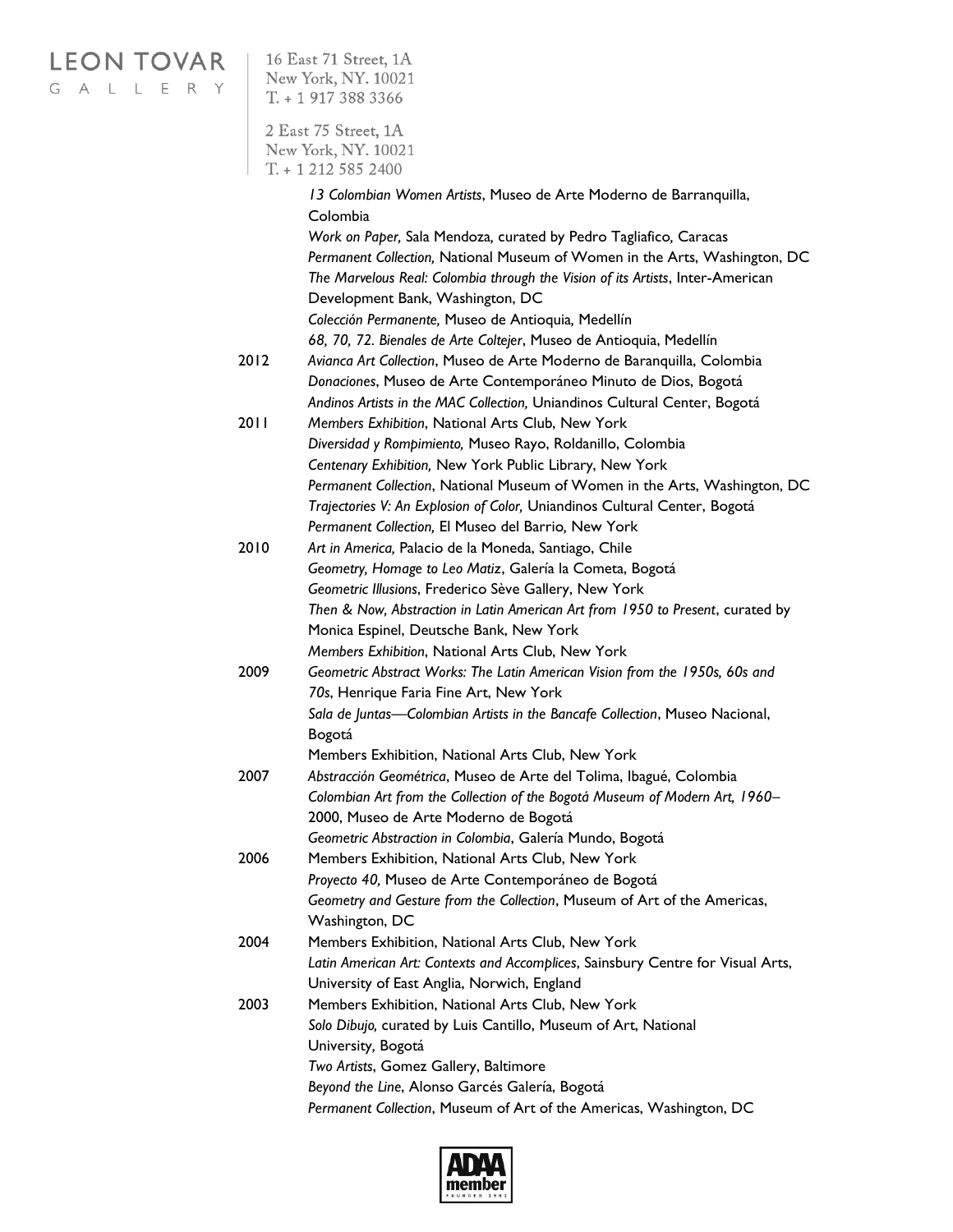*13 Colombian Women Artists*, Museo de Arte Moderno de Barranquilla, Colombia
*Work on Paper,* Sala Mendoza, curated by Pedro Tagliafico, Caracas
*Permanent Collection,* National Museum of Women in the Arts, Washington, DC
*The Marvelous Real: Colombia through the Vision of its Artists*, Inter-American Development Bank, Washington, DC
*Colección Permanente,* Museo de Antioquia, Medellín
*68, 70, 72. Bienales de Arte Coltejer*, Museo de Antioquia, Medellín

2012 *Avianca Art Collection*, Museo de Arte Moderno de Baranquilla, Colombia
*Donaciones*, Museo de Arte Contemporáneo Minuto de Dios, Bogotá
*Andinos Artists in the MAC Collection,* Uniandinos Cultural Center, Bogotá

2011 *Members Exhibition*, National Arts Club, New York
*Diversidad y Rompimiento,* Museo Rayo, Roldanillo, Colombia
*Centenary Exhibition,* New York Public Library, New York
*Permanent Collection*, National Museum of Women in the Arts, Washington, DC
*Trajectories V: An Explosion of Color,* Uniandinos Cultural Center, Bogotá
*Permanent Collection,* El Museo del Barrio, New York

2010 *Art in America,* Palacio de la Moneda, Santiago, Chile
*Geometry, Homage to Leo Matiz*, Galería la Cometa, Bogotá
*Geometric Illusions*, Frederico Sève Gallery, New York
*Then & Now, Abstraction in Latin American Art from 1950 to Present*, curated by Monica Espinel, Deutsche Bank, New York
*Members Exhibition*, National Arts Club, New York

2009 *Geometric Abstract Works: The Latin American Vision from the 1950s, 60s and 70s*, Henrique Faria Fine Art, New York
*Sala de Juntas—Colombian Artists in the Bancafe Collection*, Museo Nacional, Bogotá
Members Exhibition, National Arts Club, New York

2007 *Abstracción Geométrica*, Museo de Arte del Tolima, Ibagué, Colombia
*Colombian Art from the Collection of the Bogotá Museum of Modern Art, 1960–*2000, Museo de Arte Moderno de Bogotá
*Geometric Abstraction in Colombia*, Galería Mundo, Bogotá

2006 Members Exhibition, National Arts Club, New York
*Proyecto 40,* Museo de Arte Contemporáneo de Bogotá
*Geometry and Gesture from the Collection*, Museum of Art of the Americas, Washington, DC

2004 Members Exhibition, National Arts Club, New York
*Latin American Art: Contexts and Accomplices*, Sainsbury Centre for Visual Arts, University of East Anglia, Norwich, England

2003 Members Exhibition, National Arts Club, New York
*Solo Dibujo,* curated by Luis Cantillo, Museum of Art, National University, Bogotá
*Two Artists*, Gomez Gallery, Baltimore
*Beyond the Line*, Alonso Garcés Galería, Bogotá
*Permanent Collection*, Museum of Art of the Americas, Washington, DC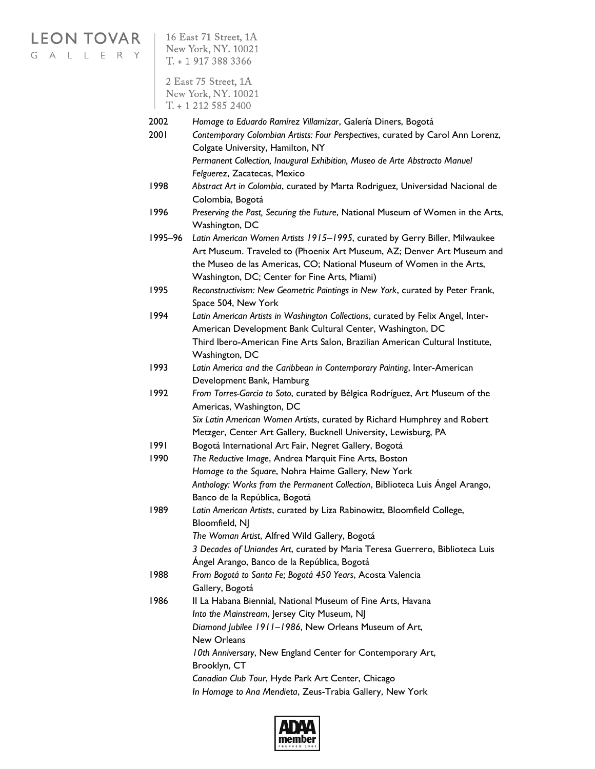2002 *Homage to Eduardo Ramírez Villamizar*, Galería Diners, Bogotá

2001 *Contemporary Colombian Artists: Four Perspectives*, curated by Carol Ann Lorenz, Colgate University, Hamilton, NY

*Permanent Collection, Inaugural Exhibition, Museo de Arte Abstracto Manuel Felguerez*, Zacatecas, Mexico

1998 *Abstract Art in Colombia*, curated by Marta Rodriguez, Universidad Nacional de Colombia, Bogotá

1996 *Preserving the Past, Securing the Future*, National Museum of Women in the Arts, Washington, DC

1995–96 *Latin American Women Artists 1915–1995*, curated by Gerry Biller, Milwaukee Art Museum. Traveled to (Phoenix Art Museum, AZ; Denver Art Museum and the Museo de las Americas, CO; National Museum of Women in the Arts, Washington, DC; Center for Fine Arts, Miami)

1995 *Reconstructivism: New Geometric Paintings in New York*, curated by Peter Frank, Space 504, New York

1994 *Latin American Artists in Washington Collections*, curated by Felix Angel, Inter-American Development Bank Cultural Center, Washington, DC

Third Ibero-American Fine Arts Salon, Brazilian American Cultural Institute, Washington, DC

1993 *Latin America and the Caribbean in Contemporary Painting*, Inter-American Development Bank, Hamburg

1992 *From Torres-Garcia to Soto*, curated by Bélgica Rodríguez, Art Museum of the Americas, Washington, DC

*Six Latin American Women Artists*, curated by Richard Humphrey and Robert Metzger, Center Art Gallery, Bucknell University, Lewisburg, PA

1991 Bogotá International Art Fair, Negret Gallery, Bogotá

1990 *The Reductive Image*, Andrea Marquit Fine Arts, Boston

*Homage to the Square*, Nohra Haime Gallery, New York

*Anthology: Works from the Permanent Collection*, Biblioteca Luis Ángel Arango, Banco de la República, Bogotá

1989 *Latin American Artists*, curated by Liza Rabinowitz, Bloomfield College, Bloomfield, NJ

*The Woman Artist*, Alfred Wild Gallery, Bogotá

*3 Decades of Uniandes Art*, curated by Maria Teresa Guerrero, Biblioteca Luis Ángel Arango, Banco de la República, Bogotá

1988 *From Bogotá to Santa Fe; Bogotá 450 Years*, Acosta Valencia Gallery, Bogotá

1986 II La Habana Biennial, National Museum of Fine Arts, Havana

*Into the Mainstream*, Jersey City Museum, NJ

*Diamond Jubilee 1911–1986*, New Orleans Museum of Art, New Orleans

*10th Anniversary*, New England Center for Contemporary Art, Brooklyn, CT

*Canadian Club Tour*, Hyde Park Art Center, Chicago

*In Homage to Ana Mendieta*, Zeus-Trabia Gallery, New York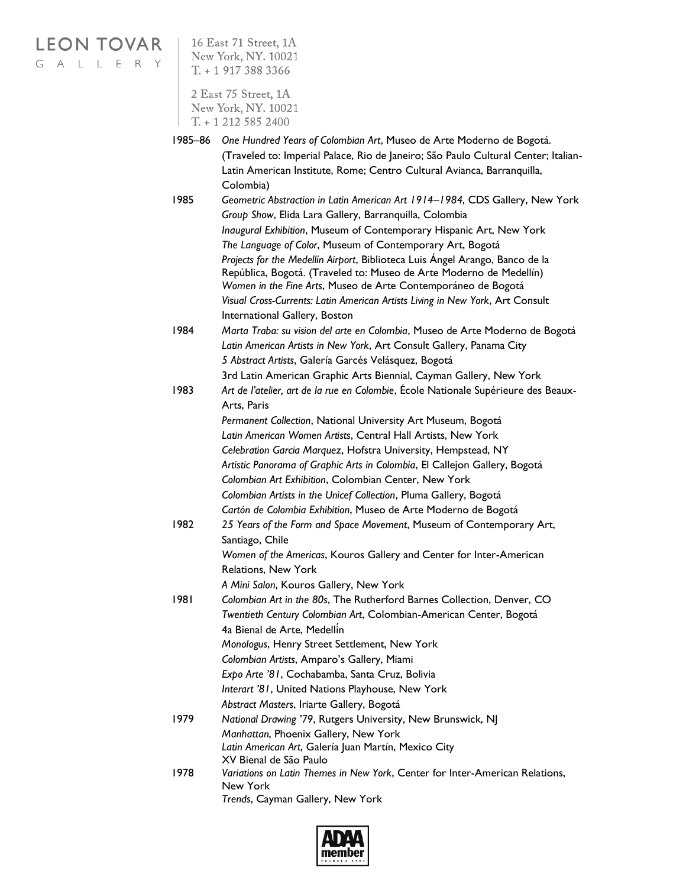1985–86 *One Hundred Years of Colombian Art*, Museo de Arte Moderno de Bogotá. (Traveled to: Imperial Palace, Rio de Janeiro; São Paulo Cultural Center; Italian-Latin American Institute, Rome; Centro Cultural Avianca, Barranquilla, Colombia)

1985 *Geometric Abstraction in Latin American Art 1914–1984*, CDS Gallery, New York
*Group Show*, Elida Lara Gallery, Barranquilla, Colombia
*Inaugural Exhibition*, Museum of Contemporary Hispanic Art, New York
*The Language of Color*, Museum of Contemporary Art, Bogotá
*Projects for the Medellín Airport*, Biblioteca Luis Ángel Arango, Banco de la República, Bogotá. (Traveled to: Museo de Arte Moderno de Medellín)
*Women in the Fine Arts*, Museo de Arte Contemporáneo de Bogotá
*Visual Cross-Currents: Latin American Artists Living in New York*, Art Consult International Gallery, Boston

1984 *Marta Traba: su vision del arte en Colombia*, Museo de Arte Moderno de Bogotá
*Latin American Artists in New York*, Art Consult Gallery, Panama City
*5 Abstract Artists*, Galería Garcés Velásquez, Bogotá
3rd Latin American Graphic Arts Biennial, Cayman Gallery, New York

1983 *Art de l'atelier, art de la rue en Colombie*, École Nationale Supérieure des Beaux-Arts, Paris
*Permanent Collection*, National University Art Museum, Bogotá
*Latin American Women Artists*, Central Hall Artists, New York
*Celebration Garcia Marquez*, Hofstra University, Hempstead, NY
*Artistic Panorama of Graphic Arts in Colombia*, El Callejon Gallery, Bogotá
*Colombian Art Exhibition*, Colombian Center, New York
*Colombian Artists in the Unicef Collection*, Pluma Gallery, Bogotá
*Cartón de Colombia Exhibition*, Museo de Arte Moderno de Bogotá

1982 *25 Years of the Form and Space Movement*, Museum of Contemporary Art, Santiago, Chile
*Women of the Americas*, Kouros Gallery and Center for Inter-American Relations, New York
*A Mini Salon*, Kouros Gallery, New York

1981 *Colombian Art in the 80s*, The Rutherford Barnes Collection, Denver, CO
*Twentieth Century Colombian Art*, Colombian-American Center, Bogotá
4a Bienal de Arte, Medellín
*Monologus*, Henry Street Settlement, New York
*Colombian Artists*, Amparo's Gallery, Miami
*Expo Arte '81*, Cochabamba, Santa Cruz, Bolivia
*Interart '81*, United Nations Playhouse, New York
*Abstract Masters*, Iriarte Gallery, Bogotá

1979 *National Drawing '79*, Rutgers University, New Brunswick, NJ
*Manhattan*, Phoenix Gallery, New York
*Latin American Art*, Galería Juan Martín, Mexico City
XV Bienal de São Paulo

1978 *Variations on Latin Themes in New York*, Center for Inter-American Relations, New York
*Trends*, Cayman Gallery, New York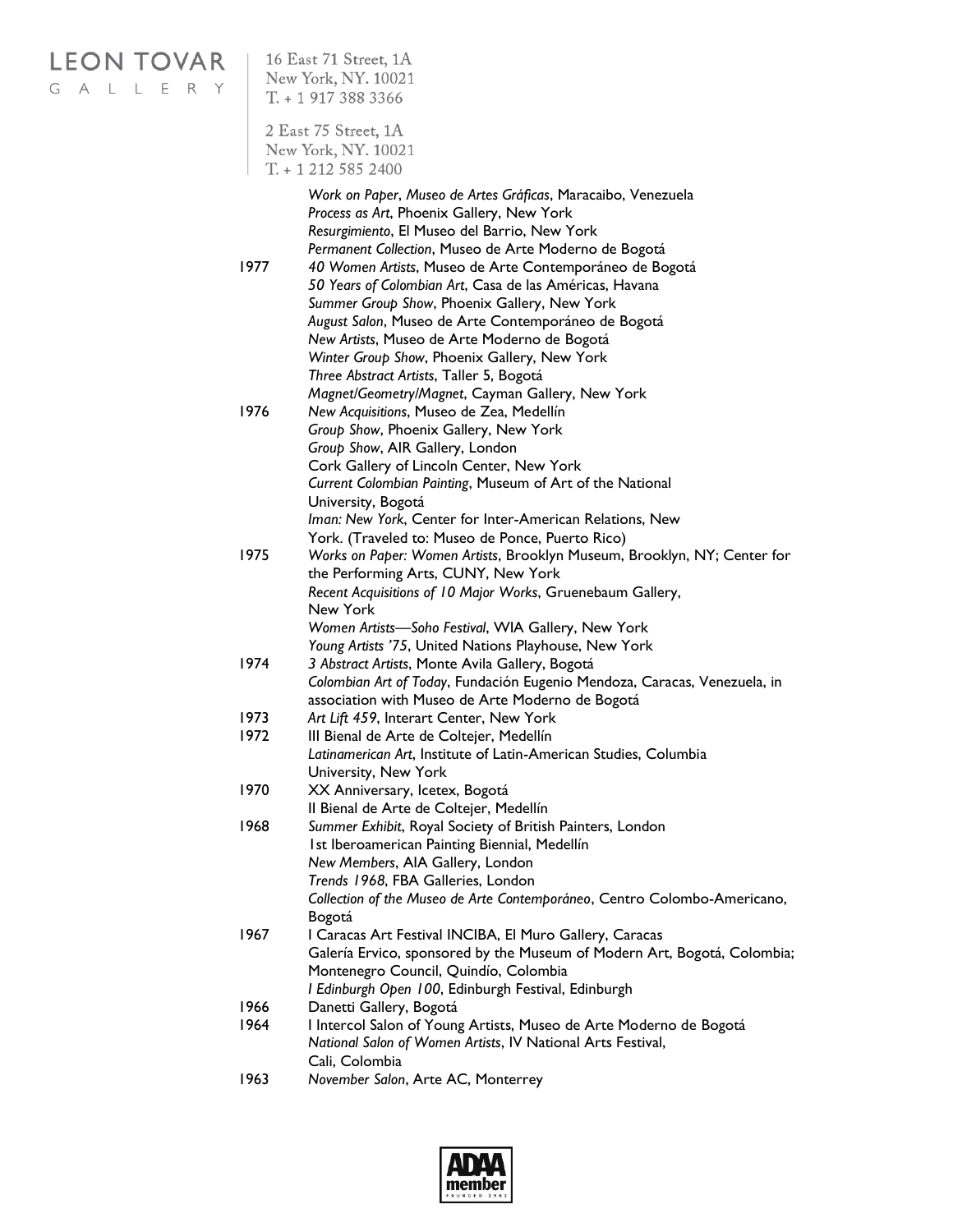*Work on Paper*, *Museo de Artes Gráficas*, Maracaibo, Venezuela
*Process as Art*, Phoenix Gallery, New York
*Resurgimiento*, El Museo del Barrio, New York
*Permanent Collection*, Museo de Arte Moderno de Bogotá

1977 *40 Women Artists*, Museo de Arte Contemporáneo de Bogotá
*50 Years of Colombian Art*, Casa de las Américas, Havana
*Summer Group Show*, Phoenix Gallery, New York
*August Salon*, Museo de Arte Contemporáneo de Bogotá
*New Artists*, Museo de Arte Moderno de Bogotá
*Winter Group Show*, Phoenix Gallery, New York
*Three Abstract Artists*, Taller 5, Bogotá
*Magnet/Geometry/Magnet*, Cayman Gallery, New York

1976 *New Acquisitions*, Museo de Zea, Medellín
*Group Show*, Phoenix Gallery, New York
*Group Show*, AIR Gallery, London
Cork Gallery of Lincoln Center, New York
*Current Colombian Painting*, Museum of Art of the National University, Bogotá
*Iman: New York*, Center for Inter-American Relations, New York. (Traveled to: Museo de Ponce, Puerto Rico)

1975 *Works on Paper: Women Artists*, Brooklyn Museum, Brooklyn, NY; Center for the Performing Arts, CUNY, New York
*Recent Acquisitions of 10 Major Works*, Gruenebaum Gallery, New York
*Women Artists—Soho Festival*, WIA Gallery, New York
*Young Artists '75*, United Nations Playhouse, New York

1974 *3 Abstract Artists*, Monte Avila Gallery, Bogotá
*Colombian Art of Today*, Fundación Eugenio Mendoza, Caracas, Venezuela, in association with Museo de Arte Moderno de Bogotá

1973 *Art Lift 459*, Interart Center, New York

1972 III Bienal de Arte de Coltejer, Medellín
*Latinamerican Art*, Institute of Latin-American Studies, Columbia University, New York

1970 XX Anniversary, Icetex, Bogotá
II Bienal de Arte de Coltejer, Medellín

1968 *Summer Exhibit*, Royal Society of British Painters, London
1st Iberoamerican Painting Biennial, Medellín
*New Members*, AIA Gallery, London
*Trends 1968*, FBA Galleries, London
*Collection of the Museo de Arte Contemporáneo*, Centro Colombo-Americano, Bogotá

1967 I Caracas Art Festival INCIBA, El Muro Gallery, Caracas
Galería Ervico, sponsored by the Museum of Modern Art, Bogotá, Colombia; Montenegro Council, Quindío, Colombia
*I Edinburgh Open 100*, Edinburgh Festival, Edinburgh

1966 Danetti Gallery, Bogotá

1964 I Intercol Salon of Young Artists, Museo de Arte Moderno de Bogotá
*National Salon of Women Artists*, IV National Arts Festival, Cali, Colombia

1963 *November Salon*, Arte AC, Monterrey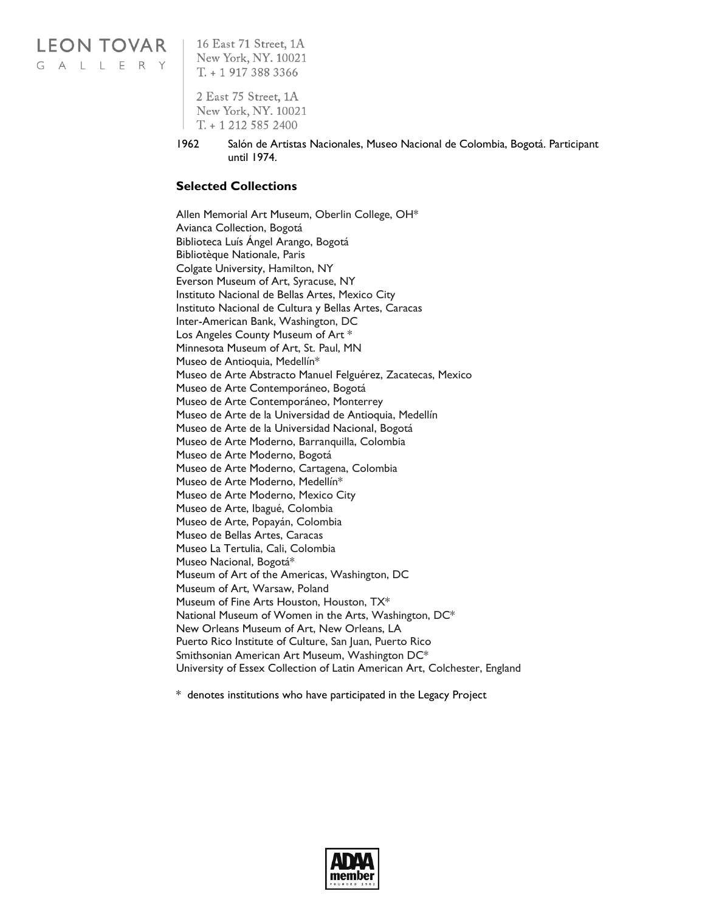1962 Salón de Artistas Nacionales, Museo Nacional de Colombia, Bogotá. Participant until 1974.

## Selected Collections

Allen Memorial Art Museum, Oberlin College, OH*
Avianca Collection, Bogotá
Biblioteca Luís Ángel Arango, Bogotá
Bibliotèque Nationale, Paris
Colgate University, Hamilton, NY
Everson Museum of Art, Syracuse, NY
Instituto Nacional de Bellas Artes, Mexico City
Instituto Nacional de Cultura y Bellas Artes, Caracas
Inter-American Bank, Washington, DC
Los Angeles County Museum of Art *
Minnesota Museum of Art, St. Paul, MN
Museo de Antioquia, Medellín*
Museo de Arte Abstracto Manuel Felguérez, Zacatecas, Mexico
Museo de Arte Contemporáneo, Bogotá
Museo de Arte Contemporáneo, Monterrey
Museo de Arte de la Universidad de Antioquia, Medellín
Museo de Arte de la Universidad Nacional, Bogotá
Museo de Arte Moderno, Barranquilla, Colombia
Museo de Arte Moderno, Bogotá
Museo de Arte Moderno, Cartagena, Colombia
Museo de Arte Moderno, Medellín*
Museo de Arte Moderno, Mexico City
Museo de Arte, Ibagué, Colombia
Museo de Arte, Popayán, Colombia
Museo de Bellas Artes, Caracas
Museo La Tertulia, Cali, Colombia
Museo Nacional, Bogotá*
Museum of Art of the Americas, Washington, DC
Museum of Art, Warsaw, Poland
Museum of Fine Arts Houston, Houston, TX*
National Museum of Women in the Arts, Washington, DC*
New Orleans Museum of Art, New Orleans, LA
Puerto Rico Institute of Culture, San Juan, Puerto Rico
Smithsonian American Art Museum, Washington DC*
University of Essex Collection of Latin American Art, Colchester, England

* denotes institutions who have participated in the Legacy Project